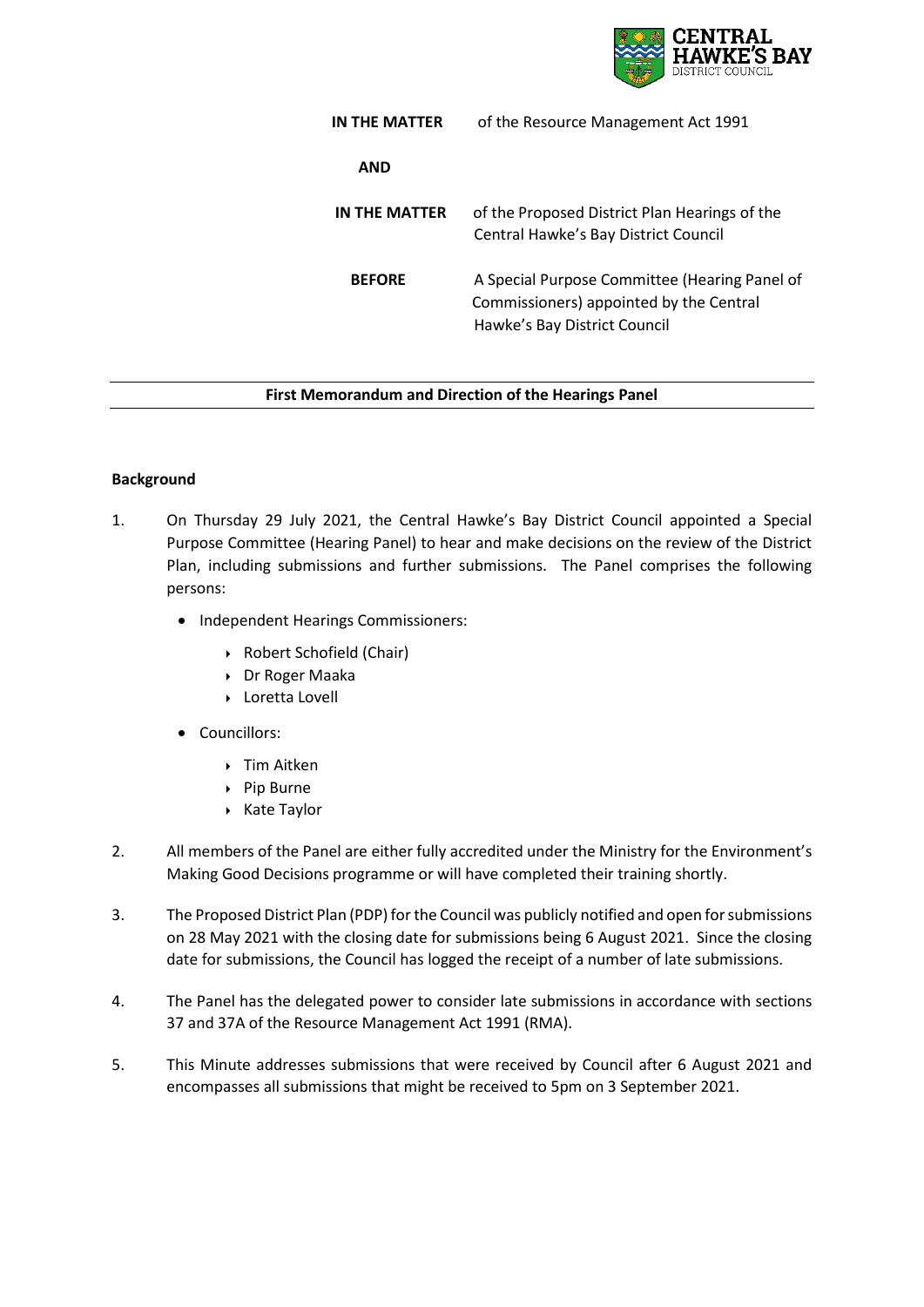| | |
|---|---|
| **IN THE MATTER** | of the Resource Management Act 1991 |
| **AND** | |
| **IN THE MATTER** | of the Proposed District Plan Hearings of the Central Hawke's Bay District Council |
| **BEFORE** | A Special Purpose Committee (Hearing Panel of Commissioners) appointed by the Central Hawke's Bay District Council |

**First Memorandum and Direction of the Hearings Panel**

**Background**

1. On Thursday 29 July 2021, the Central Hawke's Bay District Council appointed a Special Purpose Committee (Hearing Panel) to hear and make decisions on the review of the District Plan, including submissions and further submissions. The Panel comprises the following persons:
   - Independent Hearings Commissioners:
     - Robert Schofield (Chair)
     - Dr Roger Maaka
     - Loretta Lovell
   - Councillors:
     - Tim Aitken
     - Pip Burne
     - Kate Taylor

2. All members of the Panel are either fully accredited under the Ministry for the Environment's Making Good Decisions programme or will have completed their training shortly.

3. The Proposed District Plan (PDP) for the Council was publicly notified and open for submissions on 28 May 2021 with the closing date for submissions being 6 August 2021. Since the closing date for submissions, the Council has logged the receipt of a number of late submissions.

4. The Panel has the delegated power to consider late submissions in accordance with sections 37 and 37A of the Resource Management Act 1991 (RMA).

5. This Minute addresses submissions that were received by Council after 6 August 2021 and encompasses all submissions that might be received to 5pm on 3 September 2021.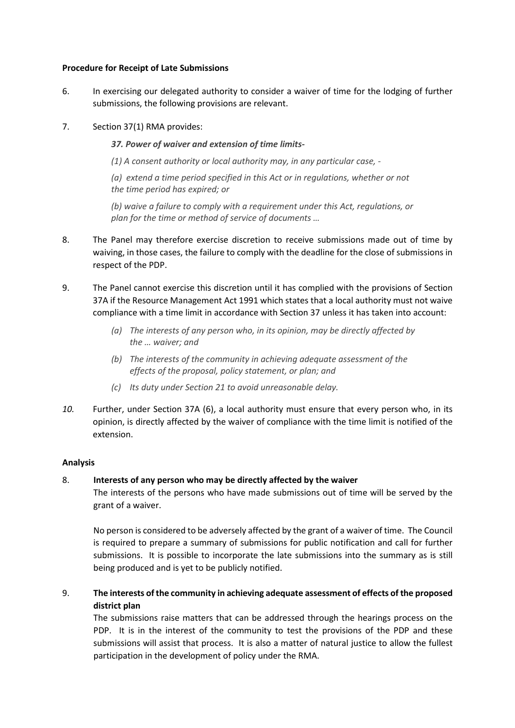**Procedure for Receipt of Late Submissions**

6. In exercising our delegated authority to consider a waiver of time for the lodging of further submissions, the following provisions are relevant.

7. Section 37(1) RMA provides:

   ***37. Power of waiver and extension of time limits-***

   *(1) A consent authority or local authority may, in any particular case, -*

   *(a) extend a time period specified in this Act or in regulations, whether or not the time period has expired; or*

   *(b) waive a failure to comply with a requirement under this Act, regulations, or plan for the time or method of service of documents …*

8. The Panel may therefore exercise discretion to receive submissions made out of time by waiving, in those cases, the failure to comply with the deadline for the close of submissions in respect of the PDP.

9. The Panel cannot exercise this discretion until it has complied with the provisions of Section 37A if the Resource Management Act 1991 which states that a local authority must not waive compliance with a time limit in accordance with Section 37 unless it has taken into account:

   *(a) The interests of any person who, in its opinion, may be directly affected by the … waiver; and*

   *(b) The interests of the community in achieving adequate assessment of the effects of the proposal, policy statement, or plan; and*

   *(c) Its duty under Section 21 to avoid unreasonable delay.*

*10.* Further, under Section 37A (6), a local authority must ensure that every person who, in its opinion, is directly affected by the waiver of compliance with the time limit is notified of the extension.

**Analysis**

8. **Interests of any person who may be directly affected by the waiver**

   The interests of the persons who have made submissions out of time will be served by the grant of a waiver.

   No person is considered to be adversely affected by the grant of a waiver of time. The Council is required to prepare a summary of submissions for public notification and call for further submissions. It is possible to incorporate the late submissions into the summary as is still being produced and is yet to be publicly notified.

9. **The interests of the community in achieving adequate assessment of effects of the proposed district plan**

   The submissions raise matters that can be addressed through the hearings process on the PDP. It is in the interest of the community to test the provisions of the PDP and these submissions will assist that process. It is also a matter of natural justice to allow the fullest participation in the development of policy under the RMA.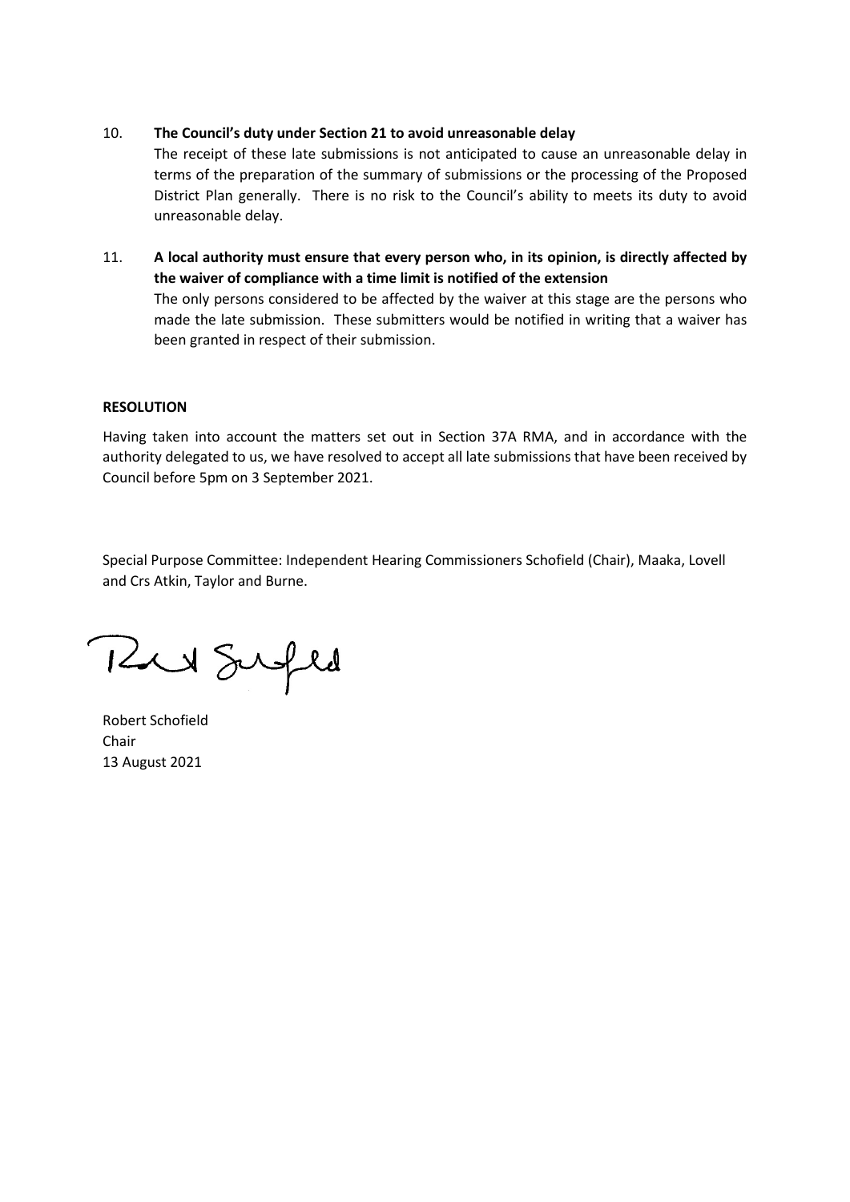10. **The Council's duty under Section 21 to avoid unreasonable delay**
    The receipt of these late submissions is not anticipated to cause an unreasonable delay in terms of the preparation of the summary of submissions or the processing of the Proposed District Plan generally. There is no risk to the Council's ability to meets its duty to avoid unreasonable delay.

11. **A local authority must ensure that every person who, in its opinion, is directly affected by the waiver of compliance with a time limit is notified of the extension**
    The only persons considered to be affected by the waiver at this stage are the persons who made the late submission. These submitters would be notified in writing that a waiver has been granted in respect of their submission.

**RESOLUTION**

Having taken into account the matters set out in Section 37A RMA, and in accordance with the authority delegated to us, we have resolved to accept all late submissions that have been received by Council before 5pm on 3 September 2021.

Special Purpose Committee: Independent Hearing Commissioners Schofield (Chair), Maaka, Lovell and Crs Atkin, Taylor and Burne.

Robert Schofield
Chair
13 August 2021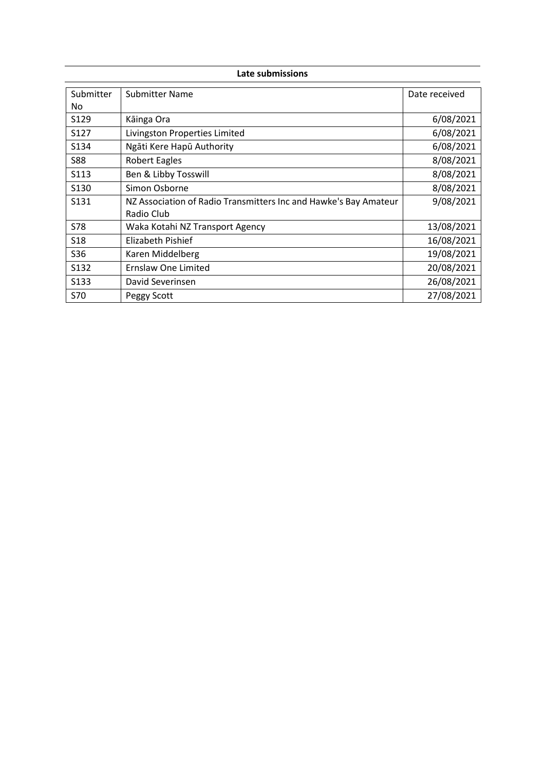**Late submissions**

| Submitter No | Submitter Name | Date received |
|---|---|---|
| S129 | Kāinga Ora | 6/08/2021 |
| S127 | Livingston Properties Limited | 6/08/2021 |
| S134 | Ngāti Kere Hapū Authority | 6/08/2021 |
| S88 | Robert Eagles | 8/08/2021 |
| S113 | Ben & Libby Tosswill | 8/08/2021 |
| S130 | Simon Osborne | 8/08/2021 |
| S131 | NZ Association of Radio Transmitters Inc and Hawke's Bay Amateur Radio Club | 9/08/2021 |
| S78 | Waka Kotahi NZ Transport Agency | 13/08/2021 |
| S18 | Elizabeth Pishief | 16/08/2021 |
| S36 | Karen Middelberg | 19/08/2021 |
| S132 | Ernslaw One Limited | 20/08/2021 |
| S133 | David Severinsen | 26/08/2021 |
| S70 | Peggy Scott | 27/08/2021 |